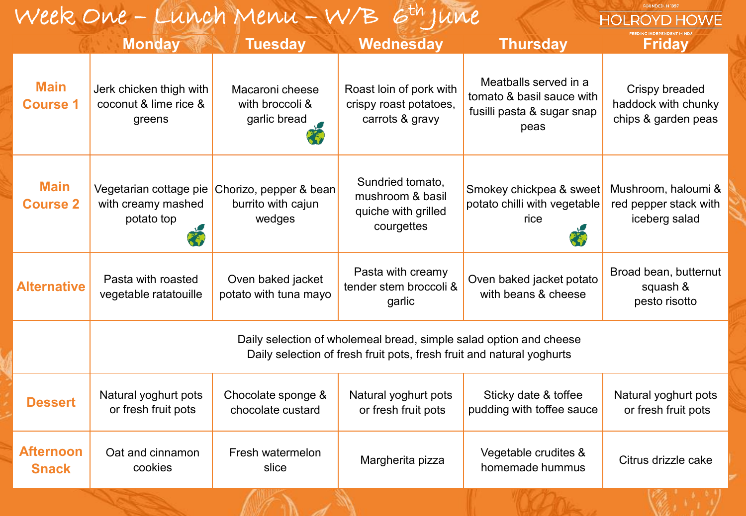# Week One – Lunch Menu – W/B 6th June

HOLROYD HOWE

FOUNDED IN 1997

FEEDING INDEPENDENT MINDS

| | Monday | Tuesday | Wednesday | Thursday | Friday |
|---|---|---|---|---|---|
| **Main Course 1** | Jerk chicken thigh with coconut & lime rice & greens | Macaroni cheese with broccoli & garlic bread | Roast loin of pork with crispy roast potatoes, carrots & gravy | Meatballs served in a tomato & basil sauce with fusilli pasta & sugar snap peas | Crispy breaded haddock with chunky chips & garden peas |
| **Main Course 2** | Vegetarian cottage pie with creamy mashed potato top | Chorizo, pepper & bean burrito with cajun wedges | Sundried tomato, mushroom & basil quiche with grilled courgettes | Smokey chickpea & sweet potato chilli with vegetable rice | Mushroom, haloumi & red pepper stack with iceberg salad |
| **Alternative** | Pasta with roasted vegetable ratatouille | Oven baked jacket potato with tuna mayo | Pasta with creamy tender stem broccoli & garlic | Oven baked jacket potato with beans & cheese | Broad bean, butternut squash & pesto risotto |
| | Daily selection of wholemeal bread, simple salad option and cheese<br>Daily selection of fresh fruit pots, fresh fruit and natural yoghurts | | | | |
| **Dessert** | Natural yoghurt pots or fresh fruit pots | Chocolate sponge & chocolate custard | Natural yoghurt pots or fresh fruit pots | Sticky date & toffee pudding with toffee sauce | Natural yoghurt pots or fresh fruit pots |
| **Afternoon Snack** | Oat and cinnamon cookies | Fresh watermelon slice | Margherita pizza | Vegetable crudites & homemade hummus | Citrus drizzle cake |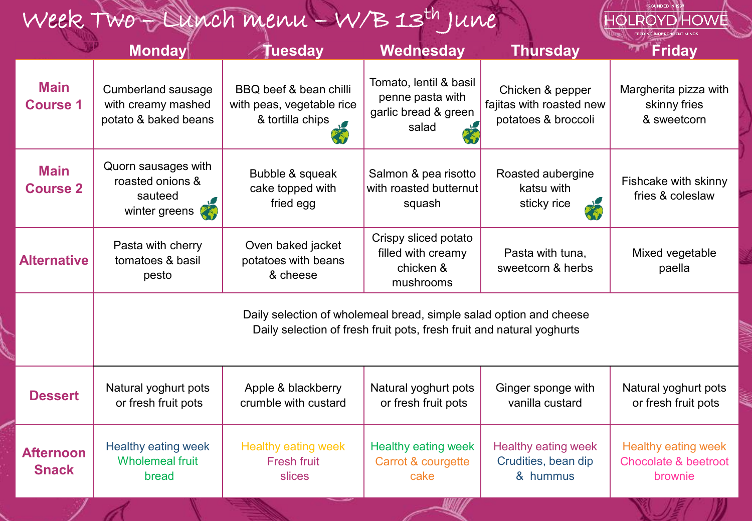# Week Two – Lunch menu – W/B 13th June

FOUNDED IN 1997
HOLROYD HOWE
FEEDING INDEPENDENT MINDS

| | Monday | Tuesday | Wednesday | Thursday | Friday |
|---|---|---|---|---|---|
| **Main Course 1** | Cumberland sausage with creamy mashed potato & baked beans | BBQ beef & bean chilli with peas, vegetable rice & tortilla chips | Tomato, lentil & basil penne pasta with garlic bread & green salad | Chicken & pepper fajitas with roasted new potatoes & broccoli | Margherita pizza with skinny fries & sweetcorn |
| **Main Course 2** | Quorn sausages with roasted onions & sauteed winter greens | Bubble & squeak cake topped with fried egg | Salmon & pea risotto with roasted butternut squash | Roasted aubergine katsu with sticky rice | Fishcake with skinny fries & coleslaw |
| **Alternative** | Pasta with cherry tomatoes & basil pesto | Oven baked jacket potatoes with beans & cheese | Crispy sliced potato filled with creamy chicken & mushrooms | Pasta with tuna, sweetcorn & herbs | Mixed vegetable paella |
| | Daily selection of wholemeal bread, simple salad option and cheese<br>Daily selection of fresh fruit pots, fresh fruit and natural yoghurts | | | | |
| **Dessert** | Natural yoghurt pots or fresh fruit pots | Apple & blackberry crumble with custard | Natural yoghurt pots or fresh fruit pots | Ginger sponge with vanilla custard | Natural yoghurt pots or fresh fruit pots |
| **Afternoon Snack** | Healthy eating week<br>Wholemeal fruit bread | Healthy eating week<br>Fresh fruit slices | Healthy eating week<br>Carrot & courgette cake | Healthy eating week<br>Crudities, bean dip & hummus | Healthy eating week<br>Chocolate & beetroot brownie |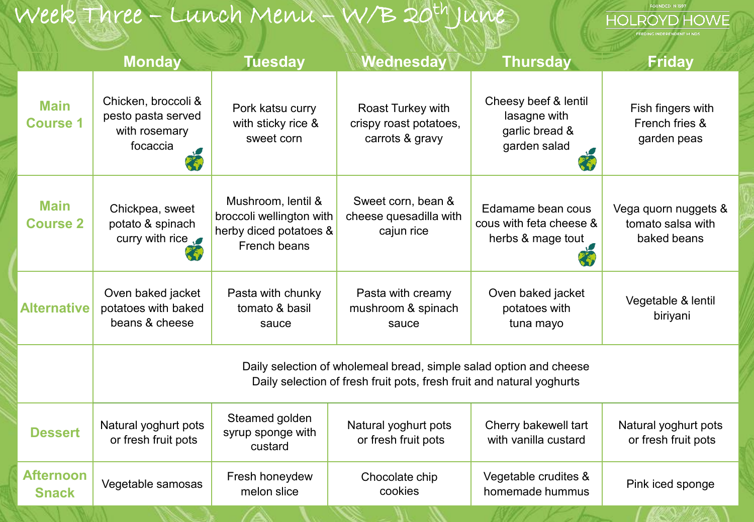# Week Three – Lunch Menu – W/B 20th June

HOLROYD HOWE

| | Monday | Tuesday | Wednesday | Thursday | Friday |
|---|---|---|---|---|---|
| **Main Course 1** | Chicken, broccoli & pesto pasta served with rosemary focaccia | Pork katsu curry with sticky rice & sweet corn | Roast Turkey with crispy roast potatoes, carrots & gravy | Cheesy beef & lentil lasagne with garlic bread & garden salad | Fish fingers with French fries & garden peas |
| **Main Course 2** | Chickpea, sweet potato & spinach curry with rice | Mushroom, lentil & broccoli wellington with herby diced potatoes & French beans | Sweet corn, bean & cheese quesadilla with cajun rice | Edamame bean cous cous with feta cheese & herbs & mage tout | Vega quorn nuggets & tomato salsa with baked beans |
| **Alternative** | Oven baked jacket potatoes with baked beans & cheese | Pasta with chunky tomato & basil sauce | Pasta with creamy mushroom & spinach sauce | Oven baked jacket potatoes with tuna mayo | Vegetable & lentil biriyani |
| | Daily selection of wholemeal bread, simple salad option and cheese<br>Daily selection of fresh fruit pots, fresh fruit and natural yoghurts | | | | |
| **Dessert** | Natural yoghurt pots or fresh fruit pots | Steamed golden syrup sponge with custard | Natural yoghurt pots or fresh fruit pots | Cherry bakewell tart with vanilla custard | Natural yoghurt pots or fresh fruit pots |
| **Afternoon Snack** | Vegetable samosas | Fresh honeydew melon slice | Chocolate chip cookies | Vegetable crudites & homemade hummus | Pink iced sponge |